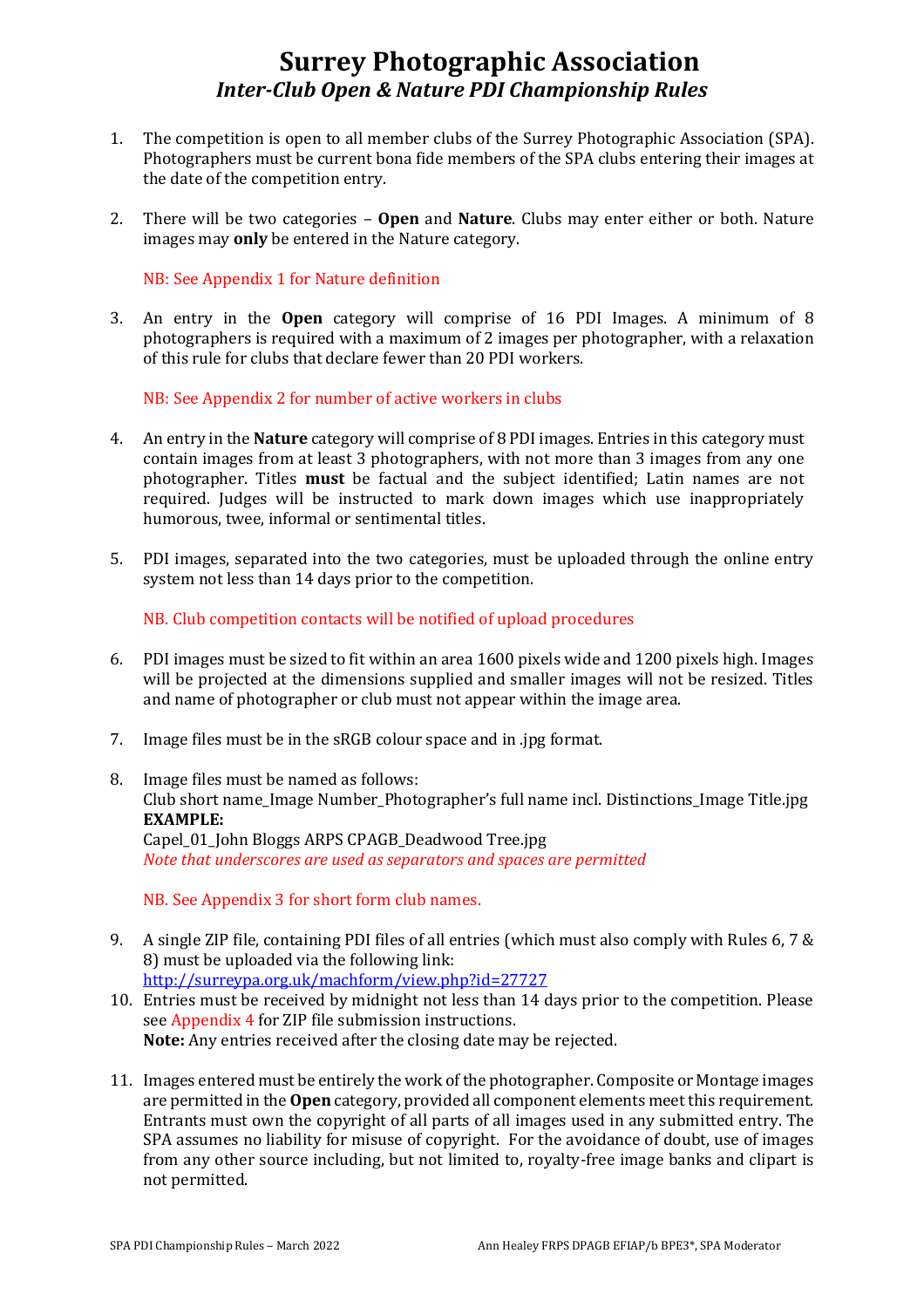# Surrey Photographic Association

## *Inter-Club Open & Nature PDI Championship Rules*

1. The competition is open to all member clubs of the Surrey Photographic Association (SPA). Photographers must be current bona fide members of the SPA clubs entering their images at the date of the competition entry.

2. There will be two categories – **Open** and **Nature**. Clubs may enter either or both. Nature images may **only** be entered in the Nature category.

   NB: See Appendix 1 for Nature definition

3. An entry in the **Open** category will comprise of 16 PDI Images. A minimum of 8 photographers is required with a maximum of 2 images per photographer, with a relaxation of this rule for clubs that declare fewer than 20 PDI workers.

   NB: See Appendix 2 for number of active workers in clubs

4. An entry in the **Nature** category will comprise of 8 PDI images. Entries in this category must contain images from at least 3 photographers, with not more than 3 images from any one photographer. Titles **must** be factual and the subject identified; Latin names are not required. Judges will be instructed to mark down images which use inappropriately humorous, twee, informal or sentimental titles.

5. PDI images, separated into the two categories, must be uploaded through the online entry system not less than 14 days prior to the competition.

   NB. Club competition contacts will be notified of upload procedures

6. PDI images must be sized to fit within an area 1600 pixels wide and 1200 pixels high. Images will be projected at the dimensions supplied and smaller images will not be resized. Titles and name of photographer or club must not appear within the image area.

7. Image files must be in the sRGB colour space and in .jpg format.

8. Image files must be named as follows:
   Club short name_Image Number_Photographer's full name incl. Distinctions_Image Title.jpg
   **EXAMPLE:**
   Capel_01_John Bloggs ARPS CPAGB_Deadwood Tree.jpg
   *Note that underscores are used as separators and spaces are permitted*

   NB. See Appendix 3 for short form club names.

9. A single ZIP file, containing PDI files of all entries (which must also comply with Rules 6, 7 & 8) must be uploaded via the following link:
   [http://surreypa.org.uk/machform/view.php?id=27727](http://surreypa.org.uk/machform/view.php?id=27727)

10. Entries must be received by midnight not less than 14 days prior to the competition. Please see Appendix 4 for ZIP file submission instructions.
    **Note:** Any entries received after the closing date may be rejected.

11. Images entered must be entirely the work of the photographer. Composite or Montage images are permitted in the **Open** category, provided all component elements meet this requirement. Entrants must own the copyright of all parts of all images used in any submitted entry. The SPA assumes no liability for misuse of copyright. For the avoidance of doubt, use of images from any other source including, but not limited to, royalty-free image banks and clipart is not permitted.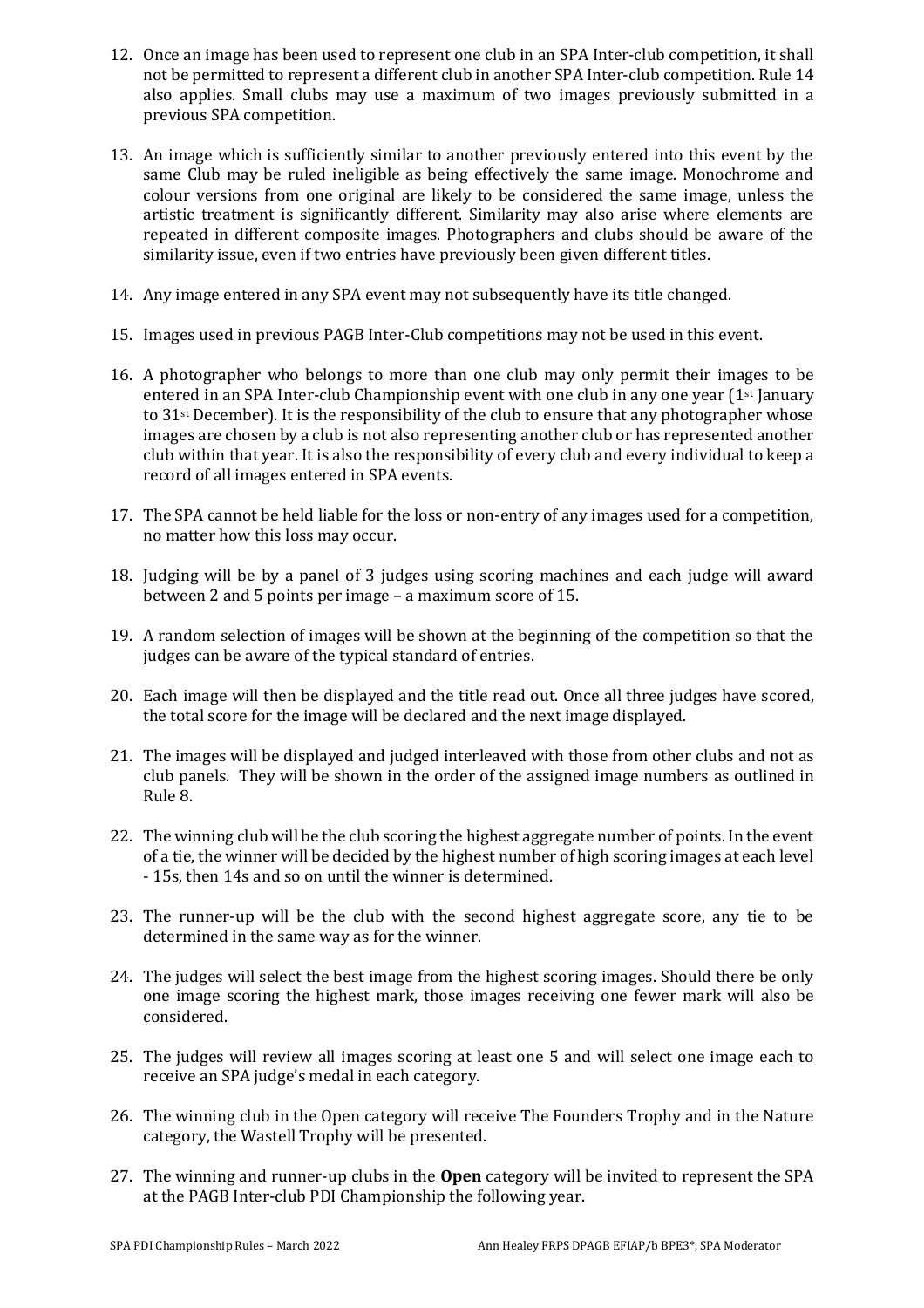12. Once an image has been used to represent one club in an SPA Inter-club competition, it shall not be permitted to represent a different club in another SPA Inter-club competition. Rule 14 also applies. Small clubs may use a maximum of two images previously submitted in a previous SPA competition.

13. An image which is sufficiently similar to another previously entered into this event by the same Club may be ruled ineligible as being effectively the same image. Monochrome and colour versions from one original are likely to be considered the same image, unless the artistic treatment is significantly different. Similarity may also arise where elements are repeated in different composite images. Photographers and clubs should be aware of the similarity issue, even if two entries have previously been given different titles.

14. Any image entered in any SPA event may not subsequently have its title changed.

15. Images used in previous PAGB Inter-Club competitions may not be used in this event.

16. A photographer who belongs to more than one club may only permit their images to be entered in an SPA Inter-club Championship event with one club in any one year (1st January to 31st December). It is the responsibility of the club to ensure that any photographer whose images are chosen by a club is not also representing another club or has represented another club within that year. It is also the responsibility of every club and every individual to keep a record of all images entered in SPA events.

17. The SPA cannot be held liable for the loss or non-entry of any images used for a competition, no matter how this loss may occur.

18. Judging will be by a panel of 3 judges using scoring machines and each judge will award between 2 and 5 points per image – a maximum score of 15.

19. A random selection of images will be shown at the beginning of the competition so that the judges can be aware of the typical standard of entries.

20. Each image will then be displayed and the title read out. Once all three judges have scored, the total score for the image will be declared and the next image displayed.

21. The images will be displayed and judged interleaved with those from other clubs and not as club panels. They will be shown in the order of the assigned image numbers as outlined in Rule 8.

22. The winning club will be the club scoring the highest aggregate number of points. In the event of a tie, the winner will be decided by the highest number of high scoring images at each level - 15s, then 14s and so on until the winner is determined.

23. The runner-up will be the club with the second highest aggregate score, any tie to be determined in the same way as for the winner.

24. The judges will select the best image from the highest scoring images. Should there be only one image scoring the highest mark, those images receiving one fewer mark will also be considered.

25. The judges will review all images scoring at least one 5 and will select one image each to receive an SPA judge's medal in each category.

26. The winning club in the Open category will receive The Founders Trophy and in the Nature category, the Wastell Trophy will be presented.

27. The winning and runner-up clubs in the **Open** category will be invited to represent the SPA at the PAGB Inter-club PDI Championship the following year.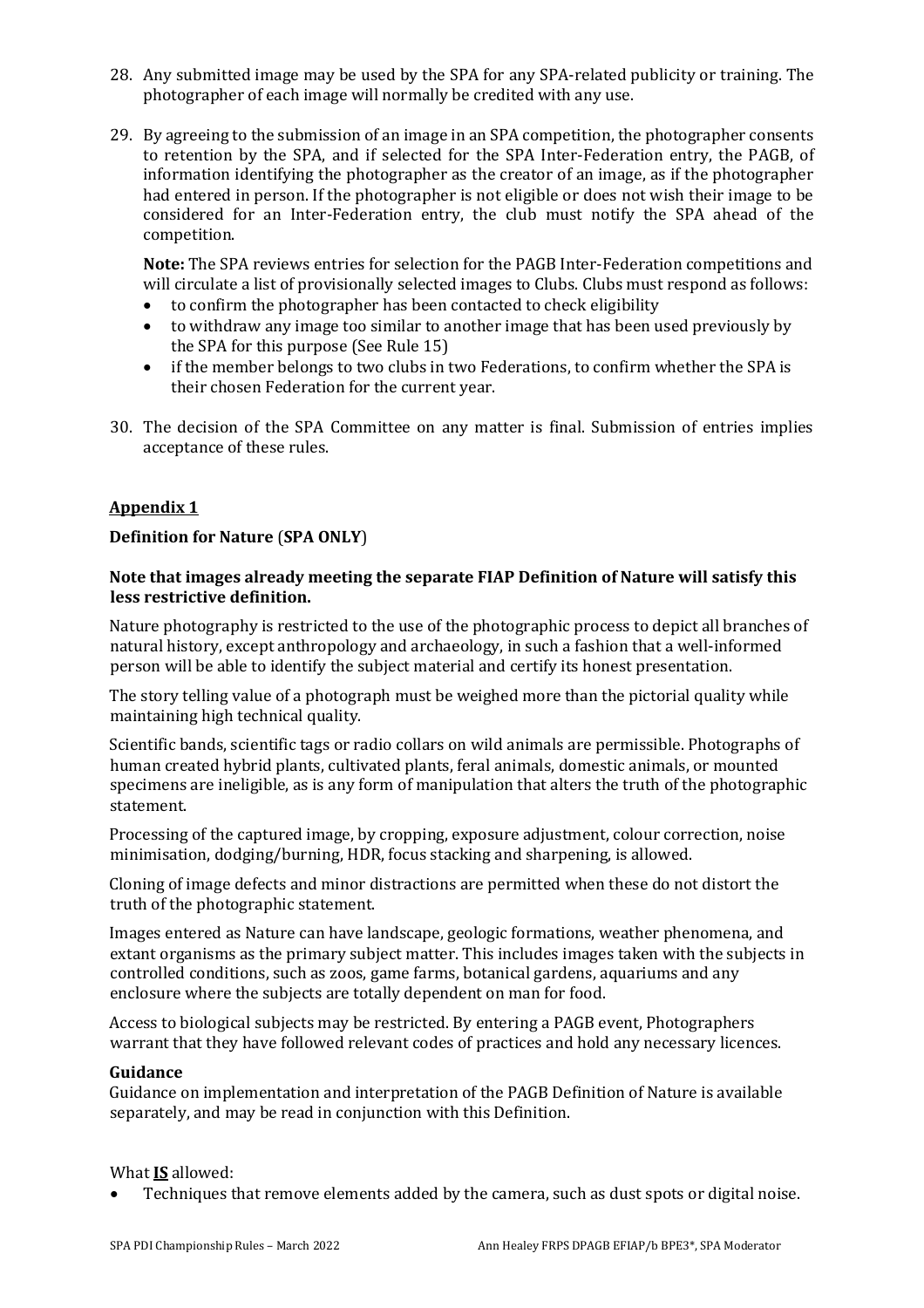28. Any submitted image may be used by the SPA for any SPA-related publicity or training. The photographer of each image will normally be credited with any use.

29. By agreeing to the submission of an image in an SPA competition, the photographer consents to retention by the SPA, and if selected for the SPA Inter-Federation entry, the PAGB, of information identifying the photographer as the creator of an image, as if the photographer had entered in person. If the photographer is not eligible or does not wish their image to be considered for an Inter-Federation entry, the club must notify the SPA ahead of the competition.

    **Note:** The SPA reviews entries for selection for the PAGB Inter-Federation competitions and will circulate a list of provisionally selected images to Clubs. Clubs must respond as follows:
    - to confirm the photographer has been contacted to check eligibility
    - to withdraw any image too similar to another image that has been used previously by the SPA for this purpose (See Rule 15)
    - if the member belongs to two clubs in two Federations, to confirm whether the SPA is their chosen Federation for the current year.

30. The decision of the SPA Committee on any matter is final. Submission of entries implies acceptance of these rules.

## Appendix 1

### Definition for Nature (SPA ONLY)

**Note that images already meeting the separate FIAP Definition of Nature will satisfy this less restrictive definition.**

Nature photography is restricted to the use of the photographic process to depict all branches of natural history, except anthropology and archaeology, in such a fashion that a well-informed person will be able to identify the subject material and certify its honest presentation.

The story telling value of a photograph must be weighed more than the pictorial quality while maintaining high technical quality.

Scientific bands, scientific tags or radio collars on wild animals are permissible. Photographs of human created hybrid plants, cultivated plants, feral animals, domestic animals, or mounted specimens are ineligible, as is any form of manipulation that alters the truth of the photographic statement.

Processing of the captured image, by cropping, exposure adjustment, colour correction, noise minimisation, dodging/burning, HDR, focus stacking and sharpening, is allowed.

Cloning of image defects and minor distractions are permitted when these do not distort the truth of the photographic statement.

Images entered as Nature can have landscape, geologic formations, weather phenomena, and extant organisms as the primary subject matter. This includes images taken with the subjects in controlled conditions, such as zoos, game farms, botanical gardens, aquariums and any enclosure where the subjects are totally dependent on man for food.

Access to biological subjects may be restricted. By entering a PAGB event, Photographers warrant that they have followed relevant codes of practices and hold any necessary licences.

**Guidance**

Guidance on implementation and interpretation of the PAGB Definition of Nature is available separately, and may be read in conjunction with this Definition.

What **IS** allowed:
- Techniques that remove elements added by the camera, such as dust spots or digital noise.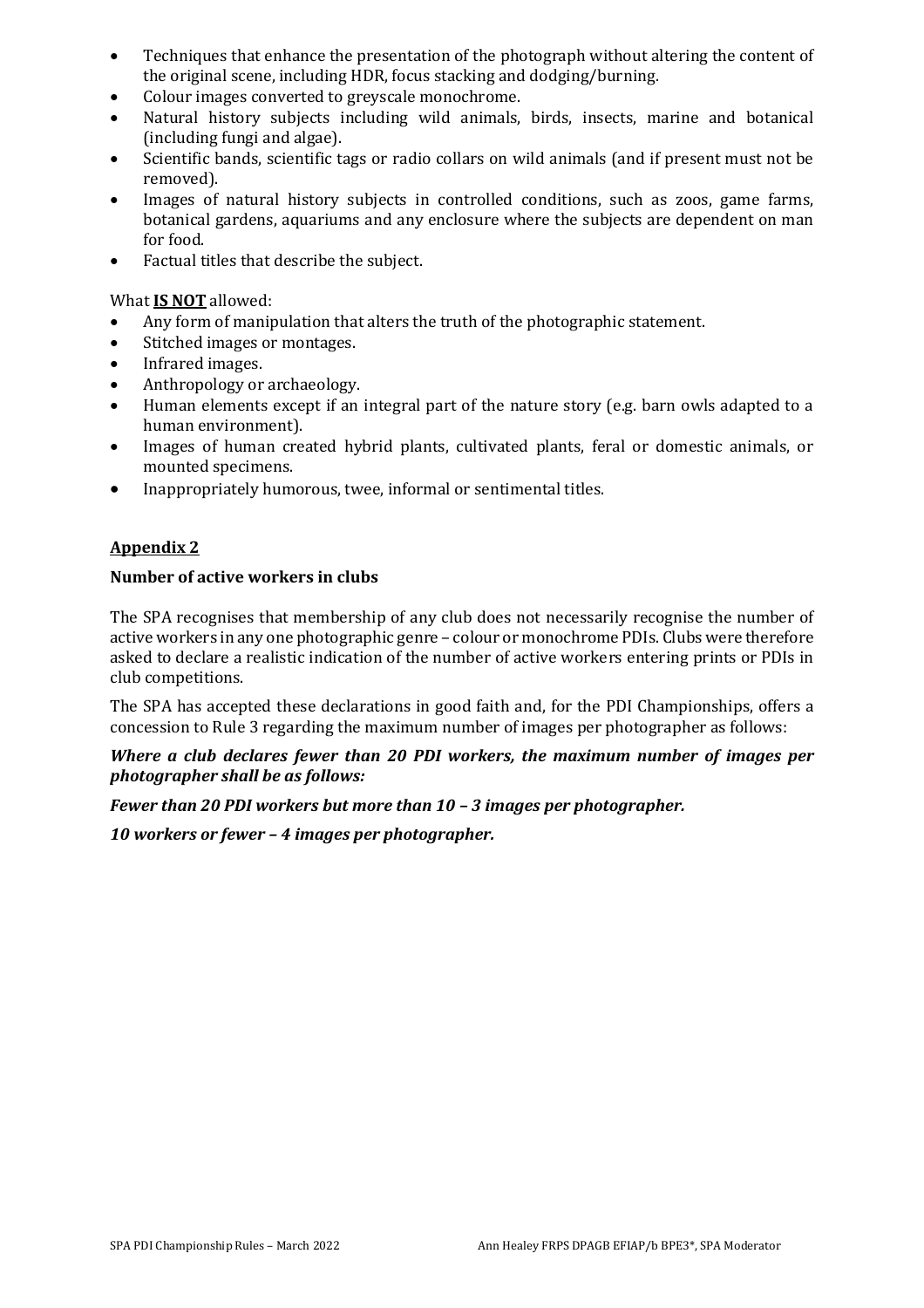- Techniques that enhance the presentation of the photograph without altering the content of the original scene, including HDR, focus stacking and dodging/burning.
- Colour images converted to greyscale monochrome.
- Natural history subjects including wild animals, birds, insects, marine and botanical (including fungi and algae).
- Scientific bands, scientific tags or radio collars on wild animals (and if present must not be removed).
- Images of natural history subjects in controlled conditions, such as zoos, game farms, botanical gardens, aquariums and any enclosure where the subjects are dependent on man for food.
- Factual titles that describe the subject.

What **IS NOT** allowed:

- Any form of manipulation that alters the truth of the photographic statement.
- Stitched images or montages.
- Infrared images.
- Anthropology or archaeology.
- Human elements except if an integral part of the nature story (e.g. barn owls adapted to a human environment).
- Images of human created hybrid plants, cultivated plants, feral or domestic animals, or mounted specimens.
- Inappropriately humorous, twee, informal or sentimental titles.

## Appendix 2

### Number of active workers in clubs

The SPA recognises that membership of any club does not necessarily recognise the number of active workers in any one photographic genre – colour or monochrome PDIs. Clubs were therefore asked to declare a realistic indication of the number of active workers entering prints or PDIs in club competitions.

The SPA has accepted these declarations in good faith and, for the PDI Championships, offers a concession to Rule 3 regarding the maximum number of images per photographer as follows:

***Where a club declares fewer than 20 PDI workers, the maximum number of images per photographer shall be as follows:***

***Fewer than 20 PDI workers but more than 10 – 3 images per photographer.***

***10 workers or fewer – 4 images per photographer.***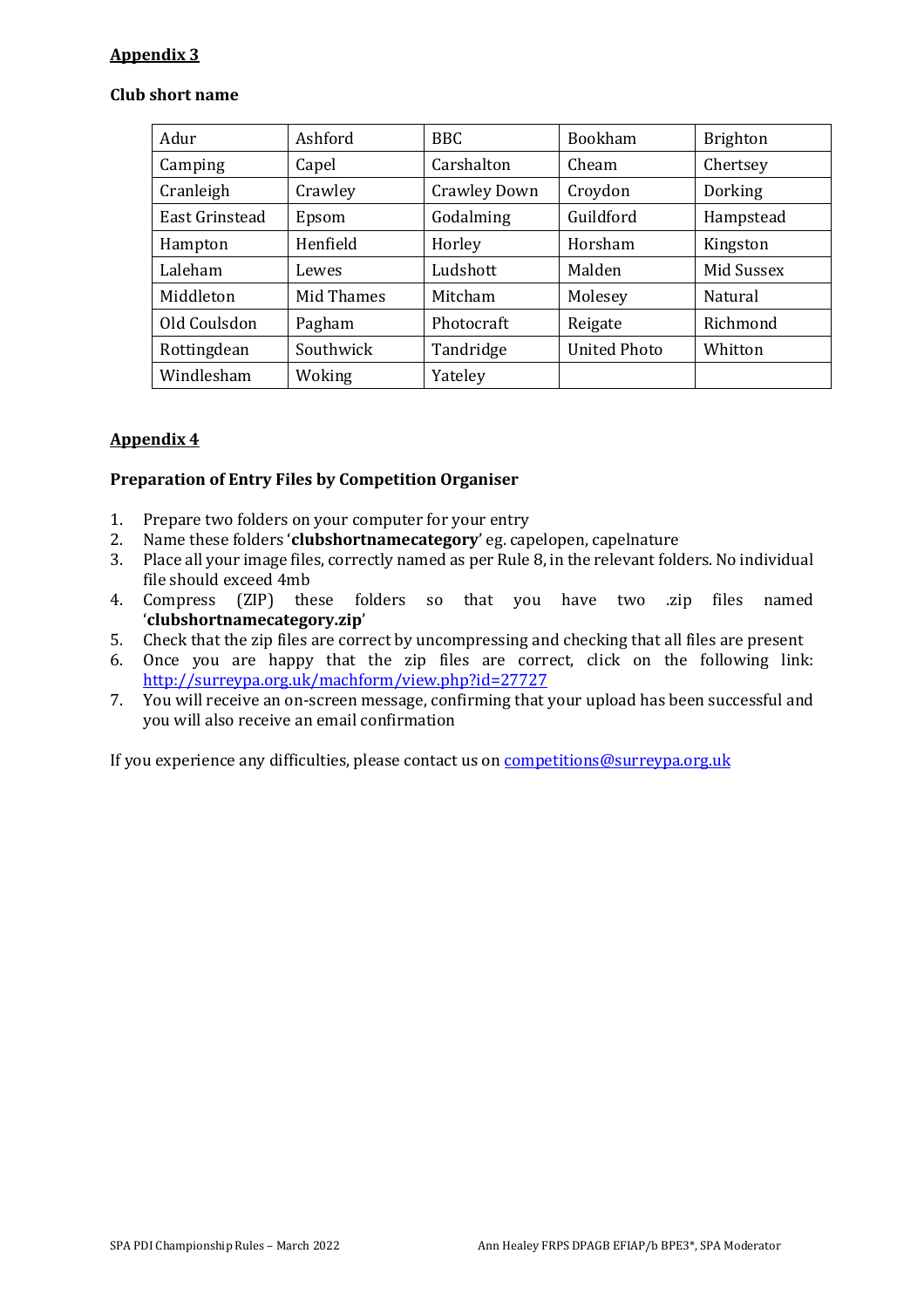## Appendix 3

**Club short name**

| | | | | |
|---|---|---|---|---|
| Adur | Ashford | BBC | Bookham | Brighton |
| Camping | Capel | Carshalton | Cheam | Chertsey |
| Cranleigh | Crawley | Crawley Down | Croydon | Dorking |
| East Grinstead | Epsom | Godalming | Guildford | Hampstead |
| Hampton | Henfield | Horley | Horsham | Kingston |
| Laleham | Lewes | Ludshott | Malden | Mid Sussex |
| Middleton | Mid Thames | Mitcham | Molesey | Natural |
| Old Coulsdon | Pagham | Photocraft | Reigate | Richmond |
| Rottingdean | Southwick | Tandridge | United Photo | Whitton |
| Windlesham | Woking | Yateley | | |

## Appendix 4

**Preparation of Entry Files by Competition Organiser**

1. Prepare two folders on your computer for your entry
2. Name these folders '**clubshortnamecategory**' eg. capelopen, capelnature
3. Place all your image files, correctly named as per Rule 8, in the relevant folders. No individual file should exceed 4mb
4. Compress (ZIP) these folders so that you have two .zip files named '**clubshortnamecategory.zip**'
5. Check that the zip files are correct by uncompressing and checking that all files are present
6. Once you are happy that the zip files are correct, click on the following link: http://surreypa.org.uk/machform/view.php?id=27727
7. You will receive an on-screen message, confirming that your upload has been successful and you will also receive an email confirmation

If you experience any difficulties, please contact us on competitions@surreypa.org.uk